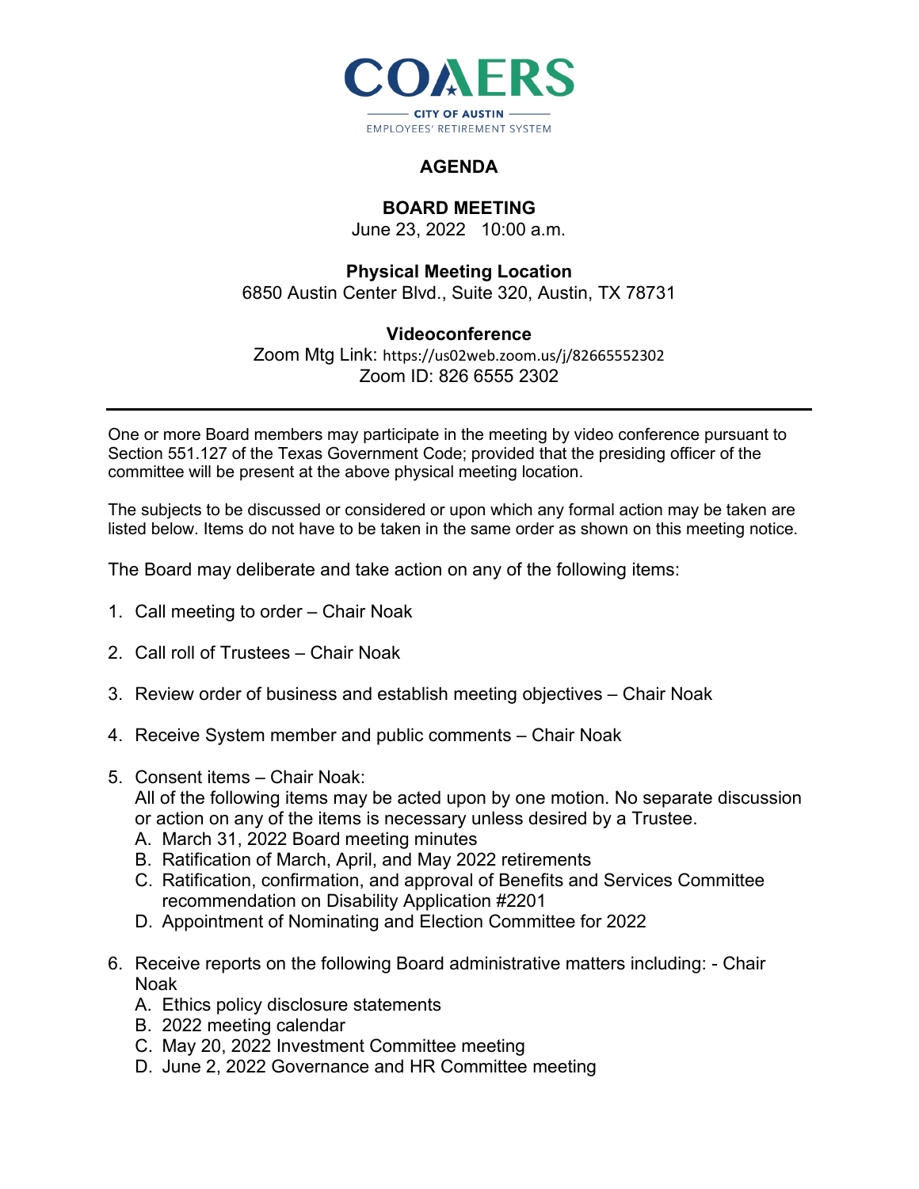COAERS

CITY OF AUSTIN

EMPLOYEES' RETIREMENT SYSTEM

# AGENDA

## BOARD MEETING

June 23, 2022 10:00 a.m.

### Physical Meeting Location

6850 Austin Center Blvd., Suite 320, Austin, TX 78731

### Videoconference

Zoom Mtg Link: https://us02web.zoom.us/j/82665552302

Zoom ID: 826 6555 2302

---

One or more Board members may participate in the meeting by video conference pursuant to Section 551.127 of the Texas Government Code; provided that the presiding officer of the committee will be present at the above physical meeting location.

The subjects to be discussed or considered or upon which any formal action may be taken are listed below. Items do not have to be taken in the same order as shown on this meeting notice.

The Board may deliberate and take action on any of the following items:

1. Call meeting to order – Chair Noak

2. Call roll of Trustees – Chair Noak

3. Review order of business and establish meeting objectives – Chair Noak

4. Receive System member and public comments – Chair Noak

5. Consent items – Chair Noak:
   All of the following items may be acted upon by one motion. No separate discussion or action on any of the items is necessary unless desired by a Trustee.
   A. March 31, 2022 Board meeting minutes
   B. Ratification of March, April, and May 2022 retirements
   C. Ratification, confirmation, and approval of Benefits and Services Committee recommendation on Disability Application #2201
   D. Appointment of Nominating and Election Committee for 2022

6. Receive reports on the following Board administrative matters including: - Chair Noak
   A. Ethics policy disclosure statements
   B. 2022 meeting calendar
   C. May 20, 2022 Investment Committee meeting
   D. June 2, 2022 Governance and HR Committee meeting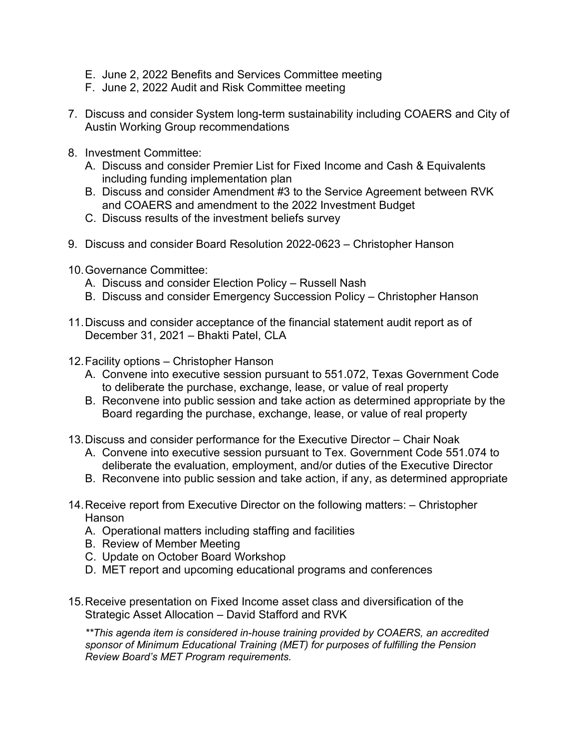E. June 2, 2022 Benefits and Services Committee meeting
   F. June 2, 2022 Audit and Risk Committee meeting

7. Discuss and consider System long-term sustainability including COAERS and City of Austin Working Group recommendations

8. Investment Committee:
   A. Discuss and consider Premier List for Fixed Income and Cash & Equivalents including funding implementation plan
   B. Discuss and consider Amendment #3 to the Service Agreement between RVK and COAERS and amendment to the 2022 Investment Budget
   C. Discuss results of the investment beliefs survey

9. Discuss and consider Board Resolution 2022-0623 – Christopher Hanson

10. Governance Committee:
    A. Discuss and consider Election Policy – Russell Nash
    B. Discuss and consider Emergency Succession Policy – Christopher Hanson

11. Discuss and consider acceptance of the financial statement audit report as of December 31, 2021 – Bhakti Patel, CLA

12. Facility options – Christopher Hanson
    A. Convene into executive session pursuant to 551.072, Texas Government Code to deliberate the purchase, exchange, lease, or value of real property
    B. Reconvene into public session and take action as determined appropriate by the Board regarding the purchase, exchange, lease, or value of real property

13. Discuss and consider performance for the Executive Director – Chair Noak
    A. Convene into executive session pursuant to Tex. Government Code 551.074 to deliberate the evaluation, employment, and/or duties of the Executive Director
    B. Reconvene into public session and take action, if any, as determined appropriate

14. Receive report from Executive Director on the following matters: – Christopher Hanson
    A. Operational matters including staffing and facilities
    B. Review of Member Meeting
    C. Update on October Board Workshop
    D. MET report and upcoming educational programs and conferences

15. Receive presentation on Fixed Income asset class and diversification of the Strategic Asset Allocation – David Stafford and RVK

    *\*\*This agenda item is considered in-house training provided by COAERS, an accredited sponsor of Minimum Educational Training (MET) for purposes of fulfilling the Pension Review Board's MET Program requirements.*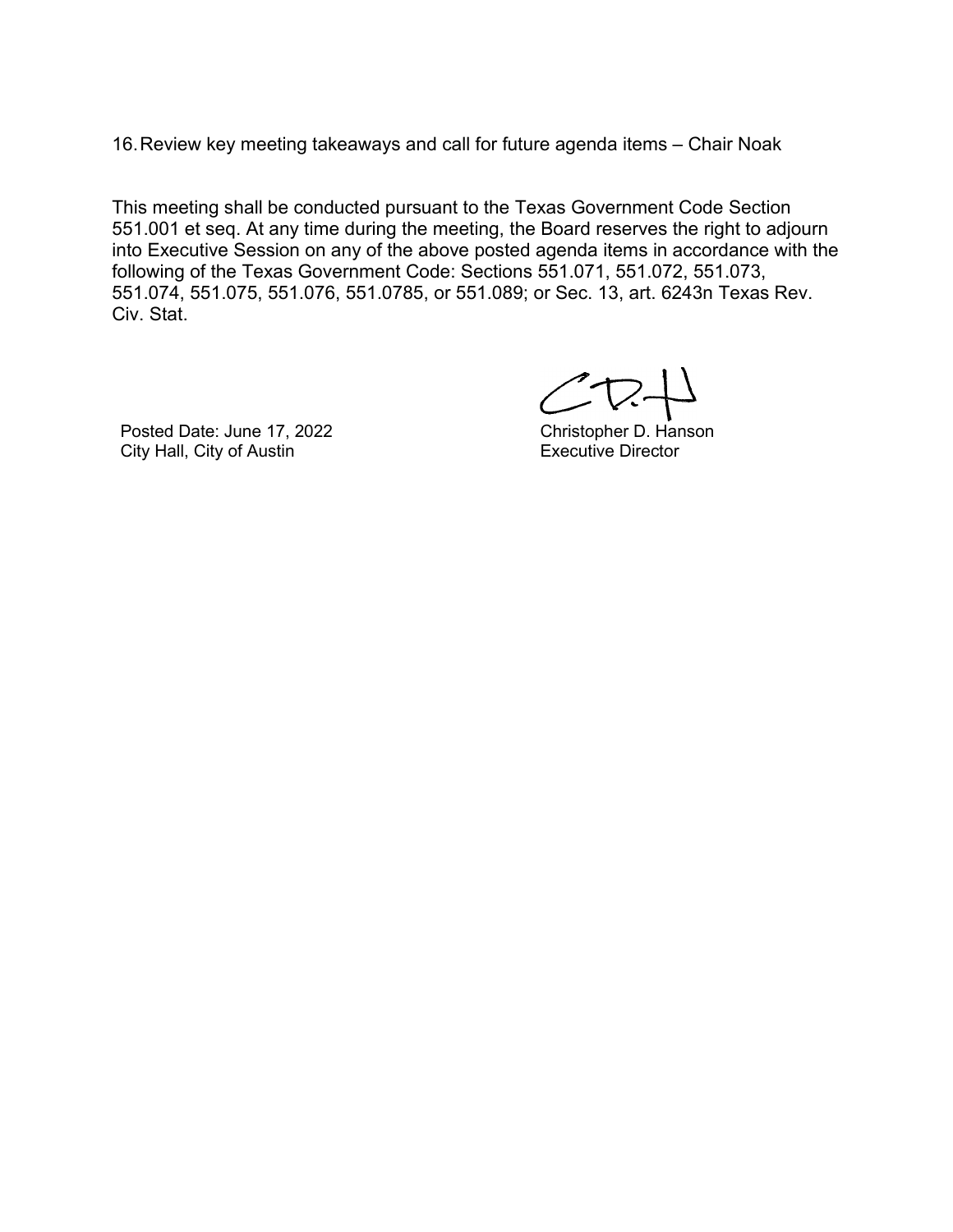16. Review key meeting takeaways and call for future agenda items – Chair Noak

This meeting shall be conducted pursuant to the Texas Government Code Section 551.001 et seq. At any time during the meeting, the Board reserves the right to adjourn into Executive Session on any of the above posted agenda items in accordance with the following of the Texas Government Code: Sections 551.071, 551.072, 551.073, 551.074, 551.075, 551.076, 551.0785, or 551.089; or Sec. 13, art. 6243n Texas Rev. Civ. Stat.

Posted Date: June 17, 2022
City Hall, City of Austin

Christopher D. Hanson
Executive Director